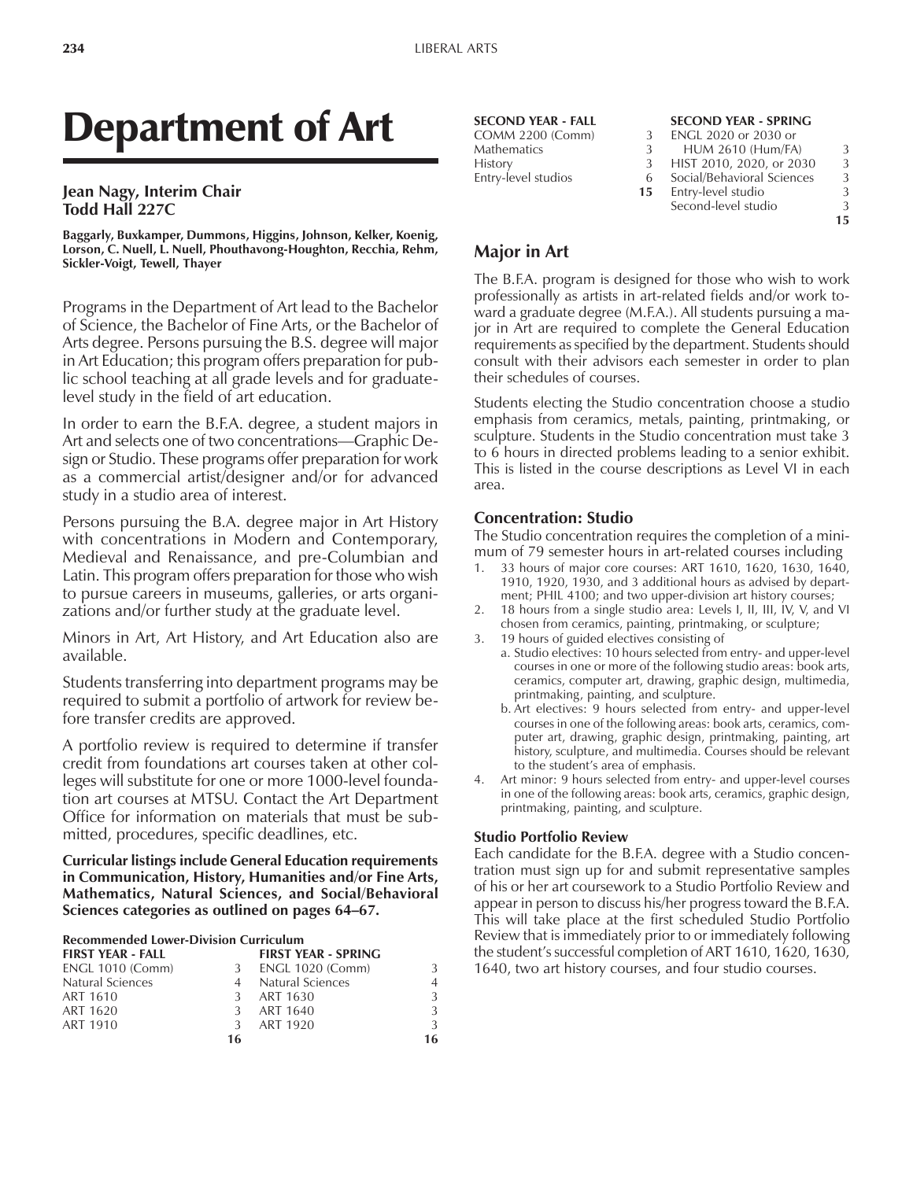# Department of Art

**Jean Nagy, Interim Chair**
**Todd Hall 227C**

**Baggarly, Buxkamper, Dummons, Higgins, Johnson, Kelker, Koenig, Lorson, C. Nuell, L. Nuell, Phouthavong-Houghton, Recchia, Rehm, Sickler-Voigt, Tewell, Thayer**

Programs in the Department of Art lead to the Bachelor of Science, the Bachelor of Fine Arts, or the Bachelor of Arts degree. Persons pursuing the B.S. degree will major in Art Education; this program offers preparation for public school teaching at all grade levels and for graduate-level study in the field of art education.

In order to earn the B.F.A. degree, a student majors in Art and selects one of two concentrations—Graphic Design or Studio. These programs offer preparation for work as a commercial artist/designer and/or for advanced study in a studio area of interest.

Persons pursuing the B.A. degree major in Art History with concentrations in Modern and Contemporary, Medieval and Renaissance, and pre-Columbian and Latin. This program offers preparation for those who wish to pursue careers in museums, galleries, or arts organizations and/or further study at the graduate level.

Minors in Art, Art History, and Art Education also are available.

Students transferring into department programs may be required to submit a portfolio of artwork for review before transfer credits are approved.

A portfolio review is required to determine if transfer credit from foundations art courses taken at other colleges will substitute for one or more 1000-level foundation art courses at MTSU. Contact the Art Department Office for information on materials that must be submitted, procedures, specific deadlines, etc.

**Curricular listings include General Education requirements in Communication, History, Humanities and/or Fine Arts, Mathematics, Natural Sciences, and Social/Behavioral Sciences categories as outlined on pages 64–67.**

**Recommended Lower-Division Curriculum**

| FIRST YEAR - FALL | | FIRST YEAR - SPRING | |
|---|---|---|---|
| ENGL 1010 (Comm) | 3 | ENGL 1020 (Comm) | 3 |
| Natural Sciences | 4 | Natural Sciences | 4 |
| ART 1610 | 3 | ART 1630 | 3 |
| ART 1620 | 3 | ART 1640 | 3 |
| ART 1910 | 3 | ART 1920 | 3 |
| | **16** | | **16** |

| SECOND YEAR - FALL | | SECOND YEAR - SPRING | |
|---|---|---|---|
| COMM 2200 (Comm) | 3 | ENGL 2020 or 2030 or HUM 2610 (Hum/FA) | 3 |
| Mathematics | 3 | HIST 2010, 2020, or 2030 | 3 |
| History | 3 | Social/Behavioral Sciences | 3 |
| Entry-level studios | 6 | Entry-level studio | 3 |
| | **15** | Second-level studio | 3 |
| | | | **15** |

## Major in Art

The B.F.A. program is designed for those who wish to work professionally as artists in art-related fields and/or work toward a graduate degree (M.F.A.). All students pursuing a major in Art are required to complete the General Education requirements as specified by the department. Students should consult with their advisors each semester in order to plan their schedules of courses.

Students electing the Studio concentration choose a studio emphasis from ceramics, metals, painting, printmaking, or sculpture. Students in the Studio concentration must take 3 to 6 hours in directed problems leading to a senior exhibit. This is listed in the course descriptions as Level VI in each area.

### Concentration: Studio

The Studio concentration requires the completion of a minimum of 79 semester hours in art-related courses including

1. 33 hours of major core courses: ART 1610, 1620, 1630, 1640, 1910, 1920, 1930, and 3 additional hours as advised by department; PHIL 4100; and two upper-division art history courses;
2. 18 hours from a single studio area: Levels I, II, III, IV, V, and VI chosen from ceramics, painting, printmaking, or sculpture;
3. 19 hours of guided electives consisting of
   a. Studio electives: 10 hours selected from entry- and upper-level courses in one or more of the following studio areas: book arts, ceramics, computer art, drawing, graphic design, multimedia, printmaking, painting, and sculpture.
   b. Art electives: 9 hours selected from entry- and upper-level courses in one of the following areas: book arts, ceramics, computer art, drawing, graphic design, printmaking, painting, art history, sculpture, and multimedia. Courses should be relevant to the student's area of emphasis.
4. Art minor: 9 hours selected from entry- and upper-level courses in one of the following areas: book arts, ceramics, graphic design, printmaking, painting, and sculpture.

#### Studio Portfolio Review

Each candidate for the B.F.A. degree with a Studio concentration must sign up for and submit representative samples of his or her art coursework to a Studio Portfolio Review and appear in person to discuss his/her progress toward the B.F.A. This will take place at the first scheduled Studio Portfolio Review that is immediately prior to or immediately following the student's successful completion of ART 1610, 1620, 1630, 1640, two art history courses, and four studio courses.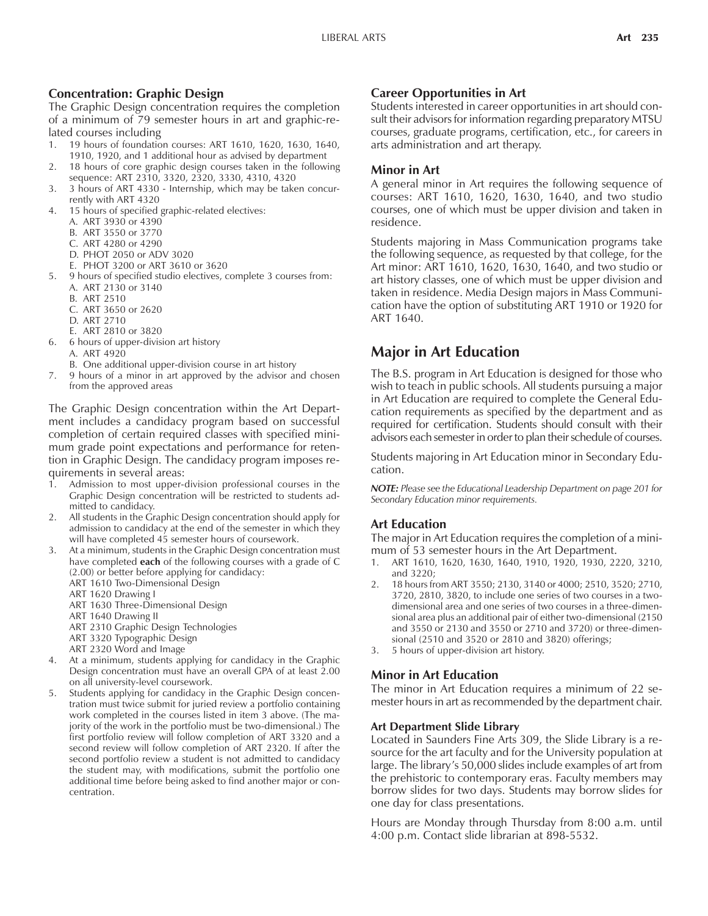### Concentration: Graphic Design

The Graphic Design concentration requires the completion of a minimum of 79 semester hours in art and graphic-related courses including

1. 19 hours of foundation courses: ART 1610, 1620, 1630, 1640, 1910, 1920, and 1 additional hour as advised by department
2. 18 hours of core graphic design courses taken in the following sequence: ART 2310, 3320, 2320, 3330, 4310, 4320
3. 3 hours of ART 4330 - Internship, which may be taken concurrently with ART 4320
4. 15 hours of specified graphic-related electives:
   A. ART 3930 or 4390
   B. ART 3550 or 3770
   C. ART 4280 or 4290
   D. PHOT 2050 or ADV 3020
   E. PHOT 3200 or ART 3610 or 3620
5. 9 hours of specified studio electives, complete 3 courses from:
   A. ART 2130 or 3140
   B. ART 2510
   C. ART 3650 or 2620
   D. ART 2710
   E. ART 2810 or 3820
6. 6 hours of upper-division art history
   A. ART 4920
   B. One additional upper-division course in art history
7. 9 hours of a minor in art approved by the advisor and chosen from the approved areas

The Graphic Design concentration within the Art Department includes a candidacy program based on successful completion of certain required classes with specified minimum grade point expectations and performance for retention in Graphic Design. The candidacy program imposes requirements in several areas:

1. Admission to most upper-division professional courses in the Graphic Design concentration will be restricted to students admitted to candidacy.
2. All students in the Graphic Design concentration should apply for admission to candidacy at the end of the semester in which they will have completed 45 semester hours of coursework.
3. At a minimum, students in the Graphic Design concentration must have completed **each** of the following courses with a grade of C (2.00) or better before applying for candidacy:
   ART 1610 Two-Dimensional Design
   ART 1620 Drawing I
   ART 1630 Three-Dimensional Design
   ART 1640 Drawing II
   ART 2310 Graphic Design Technologies
   ART 3320 Typographic Design
   ART 2320 Word and Image
4. At a minimum, students applying for candidacy in the Graphic Design concentration must have an overall GPA of at least 2.00 on all university-level coursework.
5. Students applying for candidacy in the Graphic Design concentration must twice submit for juried review a portfolio containing work completed in the courses listed in item 3 above. (The majority of the work in the portfolio must be two-dimensional.) The first portfolio review will follow completion of ART 3320 and a second review will follow completion of ART 2320. If after the second portfolio review a student is not admitted to candidacy the student may, with modifications, submit the portfolio one additional time before being asked to find another major or concentration.

### Career Opportunities in Art

Students interested in career opportunities in art should consult their advisors for information regarding preparatory MTSU courses, graduate programs, certification, etc., for careers in arts administration and art therapy.

### Minor in Art

A general minor in Art requires the following sequence of courses: ART 1610, 1620, 1630, 1640, and two studio courses, one of which must be upper division and taken in residence.

Students majoring in Mass Communication programs take the following sequence, as requested by that college, for the Art minor: ART 1610, 1620, 1630, 1640, and two studio or art history classes, one of which must be upper division and taken in residence. Media Design majors in Mass Communication have the option of substituting ART 1910 or 1920 for ART 1640.

## Major in Art Education

The B.S. program in Art Education is designed for those who wish to teach in public schools. All students pursuing a major in Art Education are required to complete the General Education requirements as specified by the department and as required for certification. Students should consult with their advisors each semester in order to plan their schedule of courses.

Students majoring in Art Education minor in Secondary Education.

***NOTE:*** *Please see the Educational Leadership Department on page 201 for Secondary Education minor requirements.*

### Art Education

The major in Art Education requires the completion of a minimum of 53 semester hours in the Art Department.

1. ART 1610, 1620, 1630, 1640, 1910, 1920, 1930, 2220, 3210, and 3220;
2. 18 hours from ART 3550; 2130, 3140 or 4000; 2510, 3520; 2710, 3720, 2810, 3820, to include one series of two courses in a two-dimensional area and one series of two courses in a three-dimensional area plus an additional pair of either two-dimensional (2150 and 3550 or 2130 and 3550 or 2710 and 3720) or three-dimensional (2510 and 3520 or 2810 and 3820) offerings;
3. 5 hours of upper-division art history.

### Minor in Art Education

The minor in Art Education requires a minimum of 22 semester hours in art as recommended by the department chair.

#### Art Department Slide Library

Located in Saunders Fine Arts 309, the Slide Library is a resource for the art faculty and for the University population at large. The library's 50,000 slides include examples of art from the prehistoric to contemporary eras. Faculty members may borrow slides for two days. Students may borrow slides for one day for class presentations.

Hours are Monday through Thursday from 8:00 a.m. until 4:00 p.m. Contact slide librarian at 898-5532.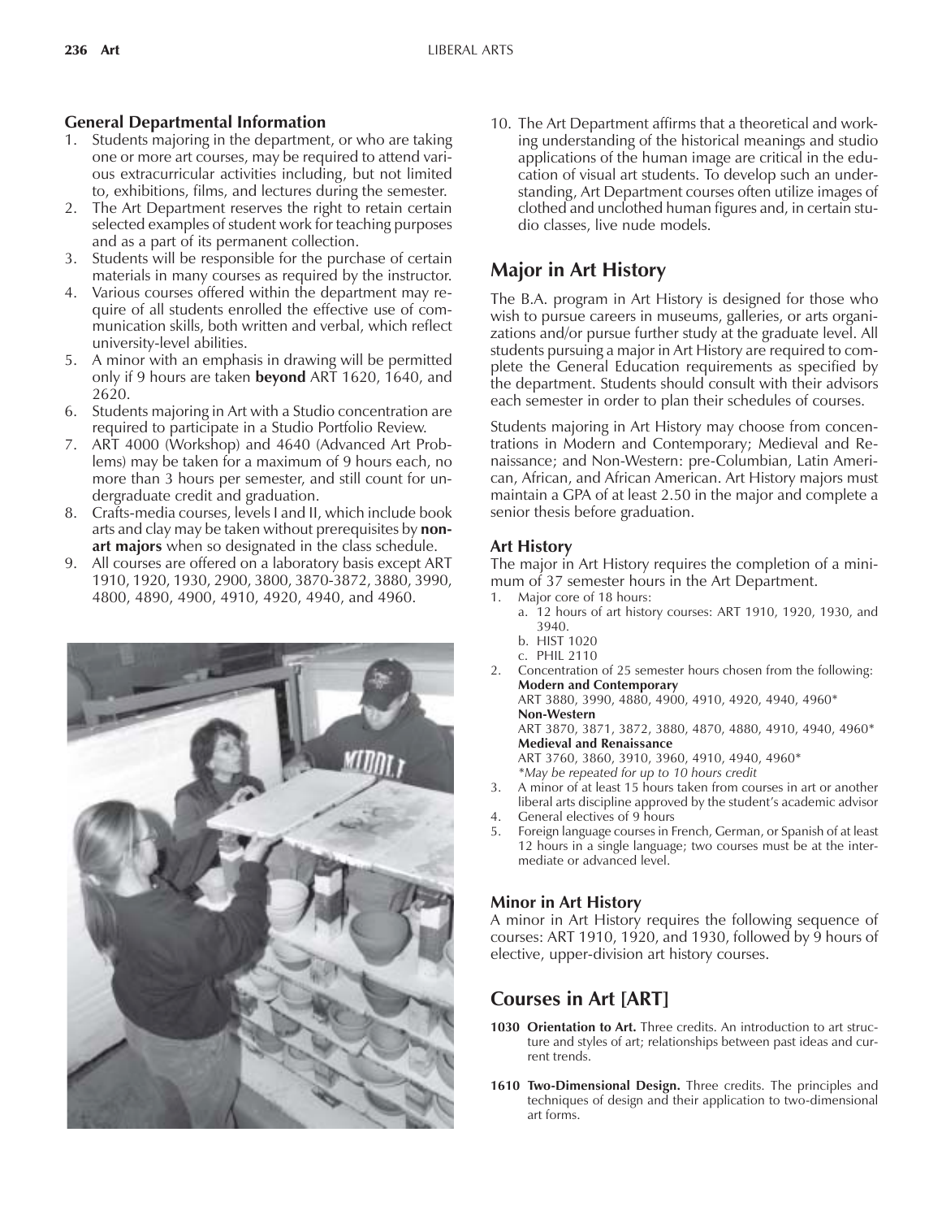### General Departmental Information

1. Students majoring in the department, or who are taking one or more art courses, may be required to attend various extracurricular activities including, but not limited to, exhibitions, films, and lectures during the semester.
2. The Art Department reserves the right to retain certain selected examples of student work for teaching purposes and as a part of its permanent collection.
3. Students will be responsible for the purchase of certain materials in many courses as required by the instructor.
4. Various courses offered within the department may require of all students enrolled the effective use of communication skills, both written and verbal, which reflect university-level abilities.
5. A minor with an emphasis in drawing will be permitted only if 9 hours are taken **beyond** ART 1620, 1640, and 2620.
6. Students majoring in Art with a Studio concentration are required to participate in a Studio Portfolio Review.
7. ART 4000 (Workshop) and 4640 (Advanced Art Problems) may be taken for a maximum of 9 hours each, no more than 3 hours per semester, and still count for undergraduate credit and graduation.
8. Crafts-media courses, levels I and II, which include book arts and clay may be taken without prerequisites by **non-art majors** when so designated in the class schedule.
9. All courses are offered on a laboratory basis except ART 1910, 1920, 1930, 2900, 3800, 3870-3872, 3880, 3990, 4800, 4890, 4900, 4910, 4920, 4940, and 4960.
10. The Art Department affirms that a theoretical and working understanding of the historical meanings and studio applications of the human image are critical in the education of visual art students. To develop such an understanding, Art Department courses often utilize images of clothed and unclothed human figures and, in certain studio classes, live nude models.

## Major in Art History

The B.A. program in Art History is designed for those who wish to pursue careers in museums, galleries, or arts organizations and/or pursue further study at the graduate level. All students pursuing a major in Art History are required to complete the General Education requirements as specified by the department. Students should consult with their advisors each semester in order to plan their schedules of courses.

Students majoring in Art History may choose from concentrations in Modern and Contemporary; Medieval and Renaissance; and Non-Western: pre-Columbian, Latin American, African, and African American. Art History majors must maintain a GPA of at least 2.50 in the major and complete a senior thesis before graduation.

### Art History

The major in Art History requires the completion of a minimum of 37 semester hours in the Art Department.

1. Major core of 18 hours:
   a. 12 hours of art history courses: ART 1910, 1920, 1930, and 3940.
   b. HIST 1020
   c. PHIL 2110
2. Concentration of 25 semester hours chosen from the following:
   **Modern and Contemporary**
   ART 3880, 3990, 4880, 4900, 4910, 4920, 4940, 4960*
   **Non-Western**
   ART 3870, 3871, 3872, 3880, 4870, 4880, 4910, 4940, 4960*
   **Medieval and Renaissance**
   ART 3760, 3860, 3910, 3960, 4910, 4940, 4960*
   *\*May be repeated for up to 10 hours credit*
3. A minor of at least 15 hours taken from courses in art or another liberal arts discipline approved by the student's academic advisor
4. General electives of 9 hours
5. Foreign language courses in French, German, or Spanish of at least 12 hours in a single language; two courses must be at the intermediate or advanced level.

### Minor in Art History

A minor in Art History requires the following sequence of courses: ART 1910, 1920, and 1930, followed by 9 hours of elective, upper-division art history courses.

## Courses in Art [ART]

**1030 Orientation to Art.** Three credits. An introduction to art structure and styles of art; relationships between past ideas and current trends.

**1610 Two-Dimensional Design.** Three credits. The principles and techniques of design and their application to two-dimensional art forms.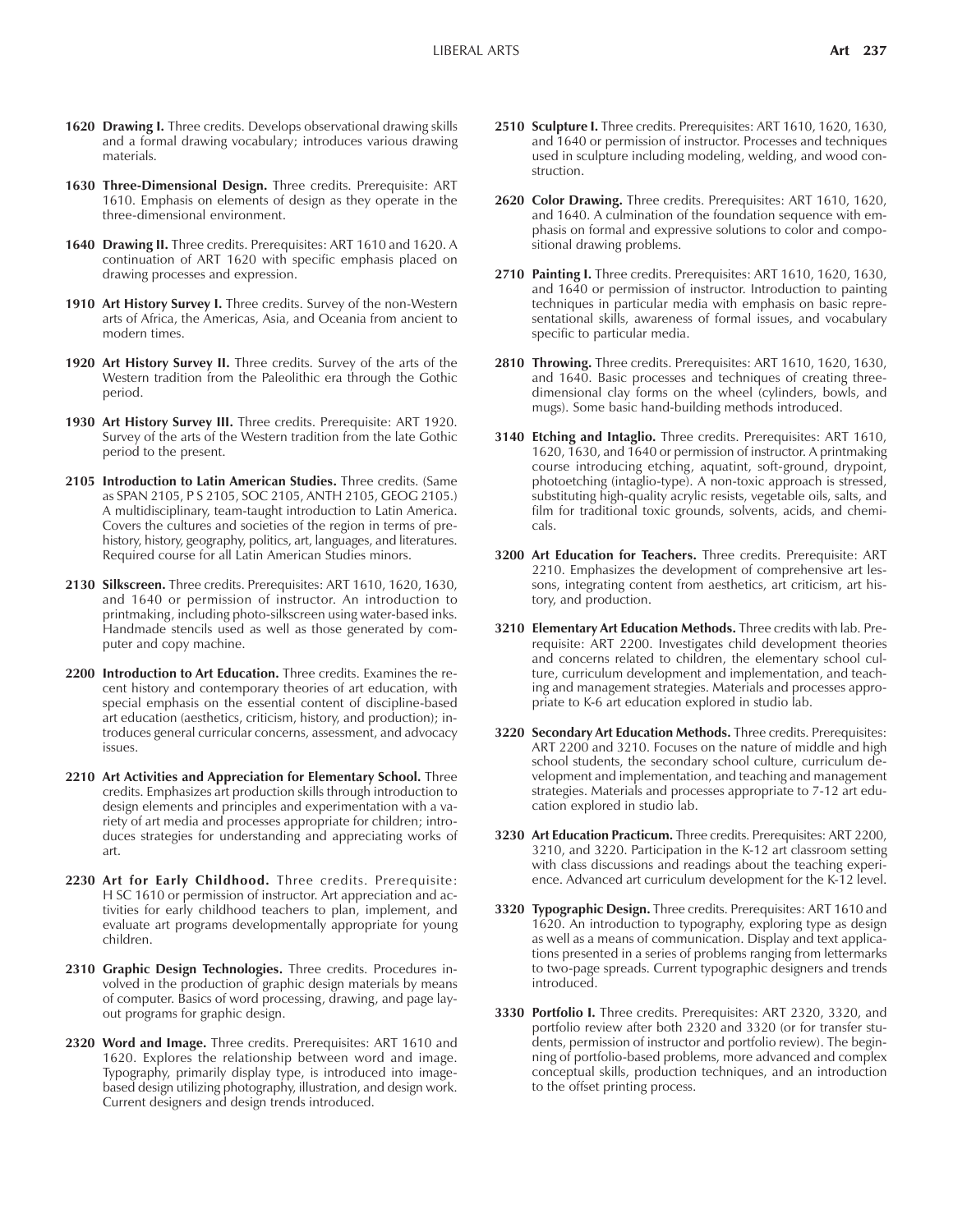**1620 Drawing I.** Three credits. Develops observational drawing skills and a formal drawing vocabulary; introduces various drawing materials.

**1630 Three-Dimensional Design.** Three credits. Prerequisite: ART 1610. Emphasis on elements of design as they operate in the three-dimensional environment.

**1640 Drawing II.** Three credits. Prerequisites: ART 1610 and 1620. A continuation of ART 1620 with specific emphasis placed on drawing processes and expression.

**1910 Art History Survey I.** Three credits. Survey of the non-Western arts of Africa, the Americas, Asia, and Oceania from ancient to modern times.

**1920 Art History Survey II.** Three credits. Survey of the arts of the Western tradition from the Paleolithic era through the Gothic period.

**1930 Art History Survey III.** Three credits. Prerequisite: ART 1920. Survey of the arts of the Western tradition from the late Gothic period to the present.

**2105 Introduction to Latin American Studies.** Three credits. (Same as SPAN 2105, P S 2105, SOC 2105, ANTH 2105, GEOG 2105.) A multidisciplinary, team-taught introduction to Latin America. Covers the cultures and societies of the region in terms of prehistory, history, geography, politics, art, languages, and literatures. Required course for all Latin American Studies minors.

**2130 Silkscreen.** Three credits. Prerequisites: ART 1610, 1620, 1630, and 1640 or permission of instructor. An introduction to printmaking, including photo-silkscreen using water-based inks. Handmade stencils used as well as those generated by computer and copy machine.

**2200 Introduction to Art Education.** Three credits. Examines the recent history and contemporary theories of art education, with special emphasis on the essential content of discipline-based art education (aesthetics, criticism, history, and production); introduces general curricular concerns, assessment, and advocacy issues.

**2210 Art Activities and Appreciation for Elementary School.** Three credits. Emphasizes art production skills through introduction to design elements and principles and experimentation with a variety of art media and processes appropriate for children; introduces strategies for understanding and appreciating works of art.

**2230 Art for Early Childhood.** Three credits. Prerequisite: H SC 1610 or permission of instructor. Art appreciation and activities for early childhood teachers to plan, implement, and evaluate art programs developmentally appropriate for young children.

**2310 Graphic Design Technologies.** Three credits. Procedures involved in the production of graphic design materials by means of computer. Basics of word processing, drawing, and page layout programs for graphic design.

**2320 Word and Image.** Three credits. Prerequisites: ART 1610 and 1620. Explores the relationship between word and image. Typography, primarily display type, is introduced into image-based design utilizing photography, illustration, and design work. Current designers and design trends introduced.

**2510 Sculpture I.** Three credits. Prerequisites: ART 1610, 1620, 1630, and 1640 or permission of instructor. Processes and techniques used in sculpture including modeling, welding, and wood construction.

**2620 Color Drawing.** Three credits. Prerequisites: ART 1610, 1620, and 1640. A culmination of the foundation sequence with emphasis on formal and expressive solutions to color and compositional drawing problems.

**2710 Painting I.** Three credits. Prerequisites: ART 1610, 1620, 1630, and 1640 or permission of instructor. Introduction to painting techniques in particular media with emphasis on basic representational skills, awareness of formal issues, and vocabulary specific to particular media.

**2810 Throwing.** Three credits. Prerequisites: ART 1610, 1620, 1630, and 1640. Basic processes and techniques of creating three-dimensional clay forms on the wheel (cylinders, bowls, and mugs). Some basic hand-building methods introduced.

**3140 Etching and Intaglio.** Three credits. Prerequisites: ART 1610, 1620, 1630, and 1640 or permission of instructor. A printmaking course introducing etching, aquatint, soft-ground, drypoint, photoetching (intaglio-type). A non-toxic approach is stressed, substituting high-quality acrylic resists, vegetable oils, salts, and film for traditional toxic grounds, solvents, acids, and chemicals.

**3200 Art Education for Teachers.** Three credits. Prerequisite: ART 2210. Emphasizes the development of comprehensive art lessons, integrating content from aesthetics, art criticism, art history, and production.

**3210 Elementary Art Education Methods.** Three credits with lab. Prerequisite: ART 2200. Investigates child development theories and concerns related to children, the elementary school culture, curriculum development and implementation, and teaching and management strategies. Materials and processes appropriate to K-6 art education explored in studio lab.

**3220 Secondary Art Education Methods.** Three credits. Prerequisites: ART 2200 and 3210. Focuses on the nature of middle and high school students, the secondary school culture, curriculum development and implementation, and teaching and management strategies. Materials and processes appropriate to 7-12 art education explored in studio lab.

**3230 Art Education Practicum.** Three credits. Prerequisites: ART 2200, 3210, and 3220. Participation in the K-12 art classroom setting with class discussions and readings about the teaching experience. Advanced art curriculum development for the K-12 level.

**3320 Typographic Design.** Three credits. Prerequisites: ART 1610 and 1620. An introduction to typography, exploring type as design as well as a means of communication. Display and text applications presented in a series of problems ranging from lettermarks to two-page spreads. Current typographic designers and trends introduced.

**3330 Portfolio I.** Three credits. Prerequisites: ART 2320, 3320, and portfolio review after both 2320 and 3320 (or for transfer students, permission of instructor and portfolio review). The beginning of portfolio-based problems, more advanced and complex conceptual skills, production techniques, and an introduction to the offset printing process.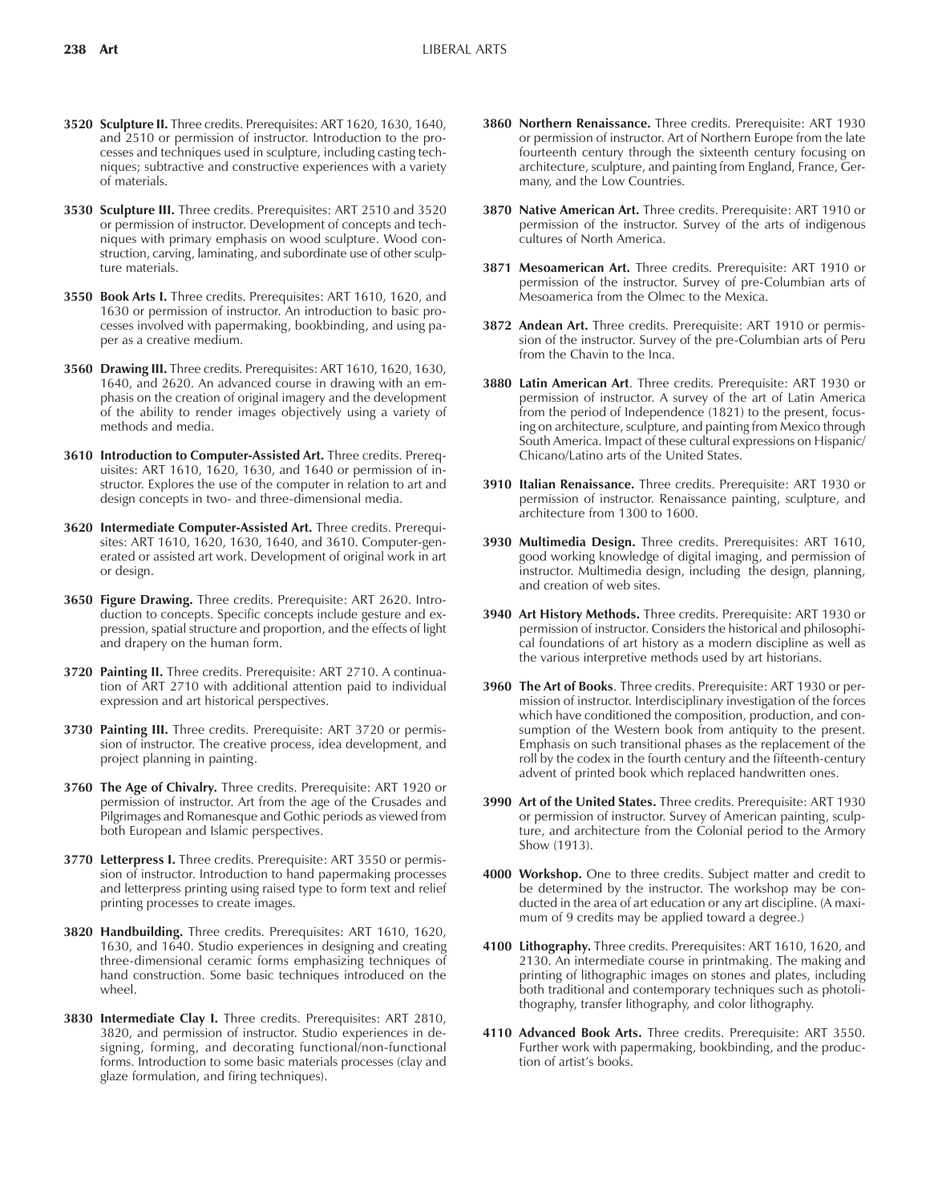**3520 Sculpture II.** Three credits. Prerequisites: ART 1620, 1630, 1640, and 2510 or permission of instructor. Introduction to the processes and techniques used in sculpture, including casting techniques; subtractive and constructive experiences with a variety of materials.

**3530 Sculpture III.** Three credits. Prerequisites: ART 2510 and 3520 or permission of instructor. Development of concepts and techniques with primary emphasis on wood sculpture. Wood construction, carving, laminating, and subordinate use of other sculpture materials.

**3550 Book Arts I.** Three credits. Prerequisites: ART 1610, 1620, and 1630 or permission of instructor. An introduction to basic processes involved with papermaking, bookbinding, and using paper as a creative medium.

**3560 Drawing III.** Three credits. Prerequisites: ART 1610, 1620, 1630, 1640, and 2620. An advanced course in drawing with an emphasis on the creation of original imagery and the development of the ability to render images objectively using a variety of methods and media.

**3610 Introduction to Computer-Assisted Art.** Three credits. Prerequisites: ART 1610, 1620, 1630, and 1640 or permission of instructor. Explores the use of the computer in relation to art and design concepts in two- and three-dimensional media.

**3620 Intermediate Computer-Assisted Art.** Three credits. Prerequisites: ART 1610, 1620, 1630, 1640, and 3610. Computer-generated or assisted art work. Development of original work in art or design.

**3650 Figure Drawing.** Three credits. Prerequisite: ART 2620. Introduction to concepts. Specific concepts include gesture and expression, spatial structure and proportion, and the effects of light and drapery on the human form.

**3720 Painting II.** Three credits. Prerequisite: ART 2710. A continuation of ART 2710 with additional attention paid to individual expression and art historical perspectives.

**3730 Painting III.** Three credits. Prerequisite: ART 3720 or permission of instructor. The creative process, idea development, and project planning in painting.

**3760 The Age of Chivalry.** Three credits. Prerequisite: ART 1920 or permission of instructor. Art from the age of the Crusades and Pilgrimages and Romanesque and Gothic periods as viewed from both European and Islamic perspectives.

**3770 Letterpress I.** Three credits. Prerequisite: ART 3550 or permission of instructor. Introduction to hand papermaking processes and letterpress printing using raised type to form text and relief printing processes to create images.

**3820 Handbuilding.** Three credits. Prerequisites: ART 1610, 1620, 1630, and 1640. Studio experiences in designing and creating three-dimensional ceramic forms emphasizing techniques of hand construction. Some basic techniques introduced on the wheel.

**3830 Intermediate Clay I.** Three credits. Prerequisites: ART 2810, 3820, and permission of instructor. Studio experiences in designing, forming, and decorating functional/non-functional forms. Introduction to some basic materials processes (clay and glaze formulation, and firing techniques).

**3860 Northern Renaissance.** Three credits. Prerequisite: ART 1930 or permission of instructor. Art of Northern Europe from the late fourteenth century through the sixteenth century focusing on architecture, sculpture, and painting from England, France, Germany, and the Low Countries.

**3870 Native American Art.** Three credits. Prerequisite: ART 1910 or permission of the instructor. Survey of the arts of indigenous cultures of North America.

**3871 Mesoamerican Art.** Three credits. Prerequisite: ART 1910 or permission of the instructor. Survey of pre-Columbian arts of Mesoamerica from the Olmec to the Mexica.

**3872 Andean Art.** Three credits. Prerequisite: ART 1910 or permission of the instructor. Survey of the pre-Columbian arts of Peru from the Chavin to the Inca.

**3880 Latin American Art**. Three credits. Prerequisite: ART 1930 or permission of instructor. A survey of the art of Latin America from the period of Independence (1821) to the present, focusing on architecture, sculpture, and painting from Mexico through South America. Impact of these cultural expressions on Hispanic/Chicano/Latino arts of the United States.

**3910 Italian Renaissance.** Three credits. Prerequisite: ART 1930 or permission of instructor. Renaissance painting, sculpture, and architecture from 1300 to 1600.

**3930 Multimedia Design.** Three credits. Prerequisites: ART 1610, good working knowledge of digital imaging, and permission of instructor. Multimedia design, including the design, planning, and creation of web sites.

**3940 Art History Methods.** Three credits. Prerequisite: ART 1930 or permission of instructor. Considers the historical and philosophical foundations of art history as a modern discipline as well as the various interpretive methods used by art historians.

**3960 The Art of Books**. Three credits. Prerequisite: ART 1930 or permission of instructor. Interdisciplinary investigation of the forces which have conditioned the composition, production, and consumption of the Western book from antiquity to the present. Emphasis on such transitional phases as the replacement of the roll by the codex in the fourth century and the fifteenth-century advent of printed book which replaced handwritten ones.

**3990 Art of the United States.** Three credits. Prerequisite: ART 1930 or permission of instructor. Survey of American painting, sculpture, and architecture from the Colonial period to the Armory Show (1913).

**4000 Workshop.** One to three credits. Subject matter and credit to be determined by the instructor. The workshop may be conducted in the area of art education or any art discipline. (A maximum of 9 credits may be applied toward a degree.)

**4100 Lithography.** Three credits. Prerequisites: ART 1610, 1620, and 2130. An intermediate course in printmaking. The making and printing of lithographic images on stones and plates, including both traditional and contemporary techniques such as photolithography, transfer lithography, and color lithography.

**4110 Advanced Book Arts.** Three credits. Prerequisite: ART 3550. Further work with papermaking, bookbinding, and the production of artist's books.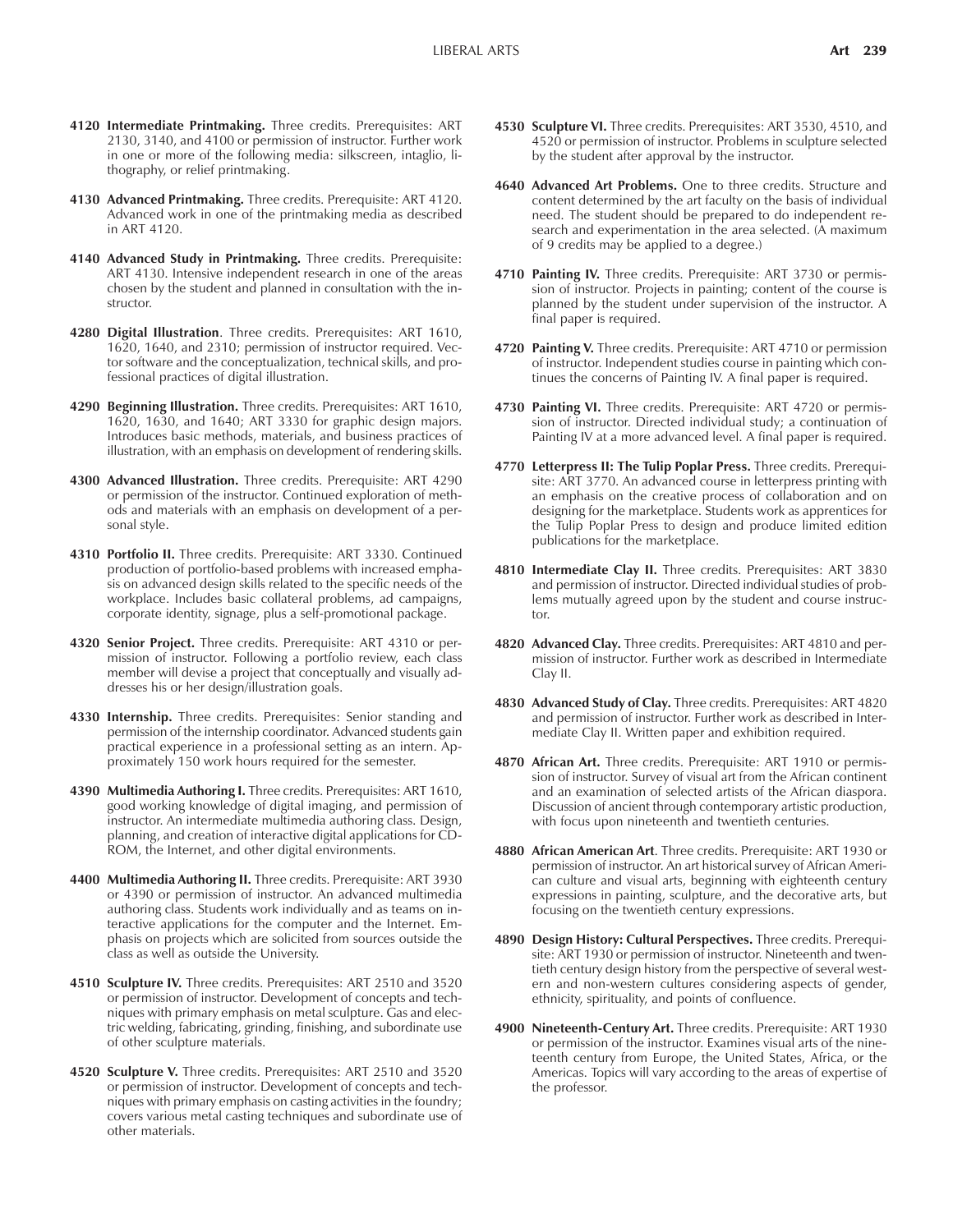**4120 Intermediate Printmaking.** Three credits. Prerequisites: ART 2130, 3140, and 4100 or permission of instructor. Further work in one or more of the following media: silkscreen, intaglio, lithography, or relief printmaking.

**4130 Advanced Printmaking.** Three credits. Prerequisite: ART 4120. Advanced work in one of the printmaking media as described in ART 4120.

**4140 Advanced Study in Printmaking.** Three credits. Prerequisite: ART 4130. Intensive independent research in one of the areas chosen by the student and planned in consultation with the instructor.

**4280 Digital Illustration**. Three credits. Prerequisites: ART 1610, 1620, 1640, and 2310; permission of instructor required. Vector software and the conceptualization, technical skills, and professional practices of digital illustration.

**4290 Beginning Illustration.** Three credits. Prerequisites: ART 1610, 1620, 1630, and 1640; ART 3330 for graphic design majors. Introduces basic methods, materials, and business practices of illustration, with an emphasis on development of rendering skills.

**4300 Advanced Illustration.** Three credits. Prerequisite: ART 4290 or permission of the instructor. Continued exploration of methods and materials with an emphasis on development of a personal style.

**4310 Portfolio II.** Three credits. Prerequisite: ART 3330. Continued production of portfolio-based problems with increased emphasis on advanced design skills related to the specific needs of the workplace. Includes basic collateral problems, ad campaigns, corporate identity, signage, plus a self-promotional package.

**4320 Senior Project.** Three credits. Prerequisite: ART 4310 or permission of instructor. Following a portfolio review, each class member will devise a project that conceptually and visually addresses his or her design/illustration goals.

**4330 Internship.** Three credits. Prerequisites: Senior standing and permission of the internship coordinator. Advanced students gain practical experience in a professional setting as an intern. Approximately 150 work hours required for the semester.

**4390 Multimedia Authoring I.** Three credits. Prerequisites: ART 1610, good working knowledge of digital imaging, and permission of instructor. An intermediate multimedia authoring class. Design, planning, and creation of interactive digital applications for CD-ROM, the Internet, and other digital environments.

**4400 Multimedia Authoring II.** Three credits. Prerequisite: ART 3930 or 4390 or permission of instructor. An advanced multimedia authoring class. Students work individually and as teams on interactive applications for the computer and the Internet. Emphasis on projects which are solicited from sources outside the class as well as outside the University.

**4510 Sculpture IV.** Three credits. Prerequisites: ART 2510 and 3520 or permission of instructor. Development of concepts and techniques with primary emphasis on metal sculpture. Gas and electric welding, fabricating, grinding, finishing, and subordinate use of other sculpture materials.

**4520 Sculpture V.** Three credits. Prerequisites: ART 2510 and 3520 or permission of instructor. Development of concepts and techniques with primary emphasis on casting activities in the foundry; covers various metal casting techniques and subordinate use of other materials.

**4530 Sculpture VI.** Three credits. Prerequisites: ART 3530, 4510, and 4520 or permission of instructor. Problems in sculpture selected by the student after approval by the instructor.

**4640 Advanced Art Problems.** One to three credits. Structure and content determined by the art faculty on the basis of individual need. The student should be prepared to do independent research and experimentation in the area selected. (A maximum of 9 credits may be applied to a degree.)

**4710 Painting IV.** Three credits. Prerequisite: ART 3730 or permission of instructor. Projects in painting; content of the course is planned by the student under supervision of the instructor. A final paper is required.

**4720 Painting V.** Three credits. Prerequisite: ART 4710 or permission of instructor. Independent studies course in painting which continues the concerns of Painting IV. A final paper is required.

**4730 Painting VI.** Three credits. Prerequisite: ART 4720 or permission of instructor. Directed individual study; a continuation of Painting IV at a more advanced level. A final paper is required.

**4770 Letterpress II: The Tulip Poplar Press.** Three credits. Prerequisite: ART 3770. An advanced course in letterpress printing with an emphasis on the creative process of collaboration and on designing for the marketplace. Students work as apprentices for the Tulip Poplar Press to design and produce limited edition publications for the marketplace.

**4810 Intermediate Clay II.** Three credits. Prerequisites: ART 3830 and permission of instructor. Directed individual studies of problems mutually agreed upon by the student and course instructor.

**4820 Advanced Clay.** Three credits. Prerequisites: ART 4810 and permission of instructor. Further work as described in Intermediate Clay II.

**4830 Advanced Study of Clay.** Three credits. Prerequisites: ART 4820 and permission of instructor. Further work as described in Intermediate Clay II. Written paper and exhibition required.

**4870 African Art.** Three credits. Prerequisite: ART 1910 or permission of instructor. Survey of visual art from the African continent and an examination of selected artists of the African diaspora. Discussion of ancient through contemporary artistic production, with focus upon nineteenth and twentieth centuries.

**4880 African American Art**. Three credits. Prerequisite: ART 1930 or permission of instructor. An art historical survey of African American culture and visual arts, beginning with eighteenth century expressions in painting, sculpture, and the decorative arts, but focusing on the twentieth century expressions.

**4890 Design History: Cultural Perspectives.** Three credits. Prerequisite: ART 1930 or permission of instructor. Nineteenth and twentieth century design history from the perspective of several western and non-western cultures considering aspects of gender, ethnicity, spirituality, and points of confluence.

**4900 Nineteenth-Century Art.** Three credits. Prerequisite: ART 1930 or permission of the instructor. Examines visual arts of the nineteenth century from Europe, the United States, Africa, or the Americas. Topics will vary according to the areas of expertise of the professor.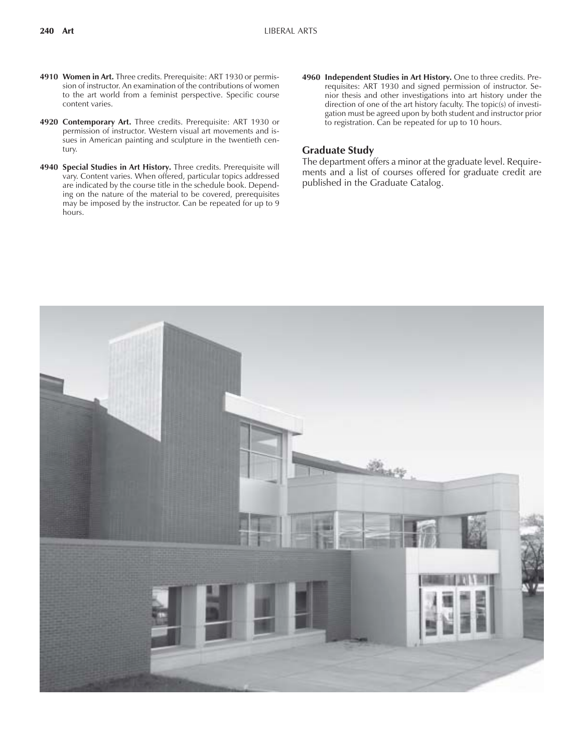**4910 Women in Art.** Three credits. Prerequisite: ART 1930 or permission of instructor. An examination of the contributions of women to the art world from a feminist perspective. Specific course content varies.

**4920 Contemporary Art.** Three credits. Prerequisite: ART 1930 or permission of instructor. Western visual art movements and issues in American painting and sculpture in the twentieth century.

**4940 Special Studies in Art History.** Three credits. Prerequisite will vary. Content varies. When offered, particular topics addressed are indicated by the course title in the schedule book. Depending on the nature of the material to be covered, prerequisites may be imposed by the instructor. Can be repeated for up to 9 hours.

**4960 Independent Studies in Art History.** One to three credits. Prerequisites: ART 1930 and signed permission of instructor. Senior thesis and other investigations into art history under the direction of one of the art history faculty. The topic(s) of investigation must be agreed upon by both student and instructor prior to registration. Can be repeated for up to 10 hours.

## Graduate Study

The department offers a minor at the graduate level. Requirements and a list of courses offered for graduate credit are published in the Graduate Catalog.